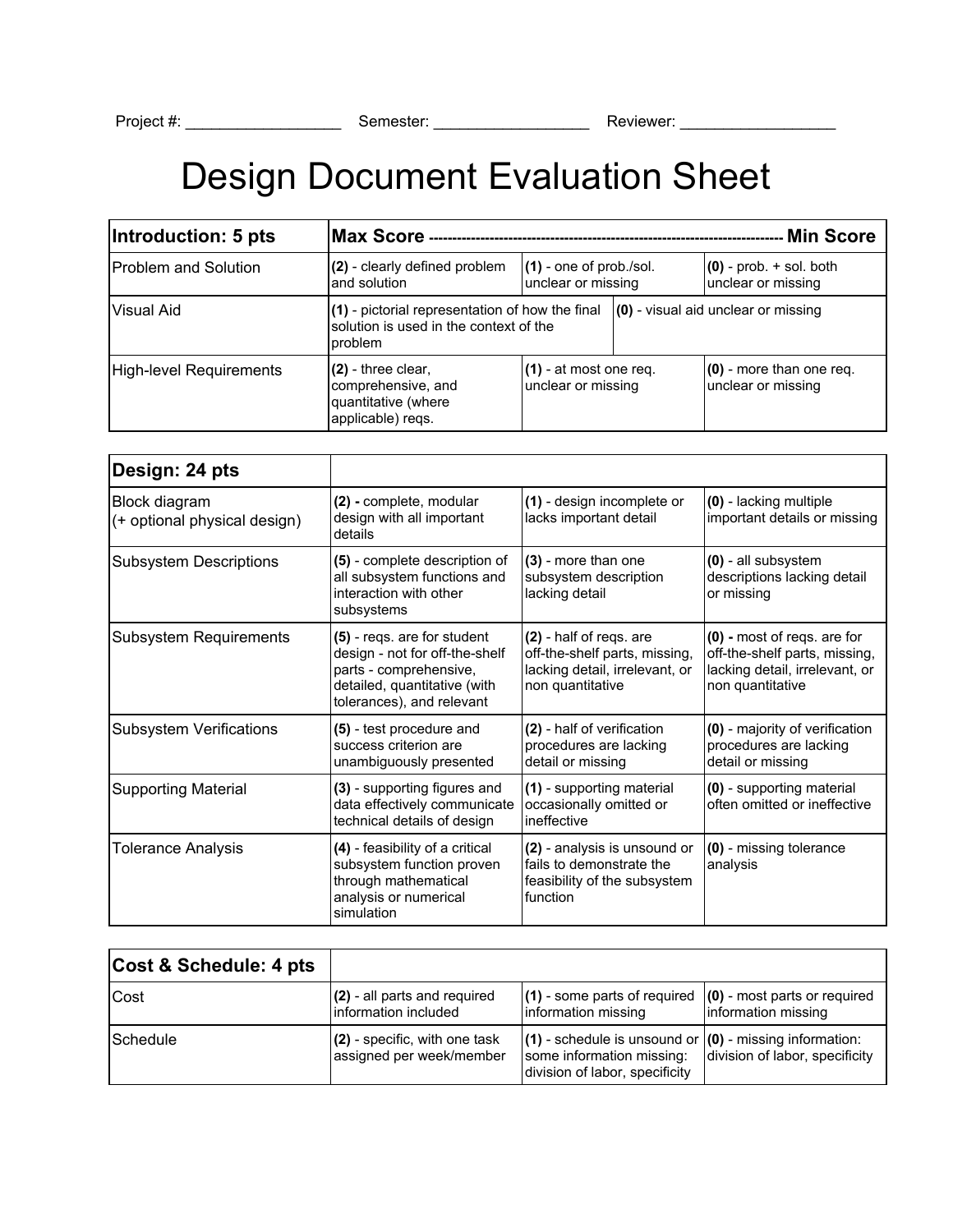Project #: __________________ Semester: __________________ Reviewer: __________________

# Design Document Evaluation Sheet

| Introduction: 5 pts | Max Score | ------------------------------------------------ | Min Score |
|---|---|---|---|
| Problem and Solution | **(2)** - clearly defined problem and solution | **(1)** - one of prob./sol. unclear or missing | **(0)** - prob. + sol. both unclear or missing |
| Visual Aid | **(1)** - pictorial representation of how the final solution is used in the context of the problem | **(0)** - visual aid unclear or missing | |
| High-level Requirements | **(2)** - three clear, comprehensive, and quantitative (where applicable) reqs. | **(1)** - at most one req. unclear or missing | **(0)** - more than one req. unclear or missing |

| Design: 24 pts | | | |
|---|---|---|---|
| Block diagram (+ optional physical design) | **(2) -** complete, modular design with all important details | **(1)** - design incomplete or lacks important detail | **(0)** - lacking multiple important details or missing |
| Subsystem Descriptions | **(5)** - complete description of all subsystem functions and interaction with other subsystems | **(3)** - more than one subsystem description lacking detail | **(0)** - all subsystem descriptions lacking detail or missing |
| Subsystem Requirements | **(5)** - reqs. are for student design - not for off-the-shelf parts - comprehensive, detailed, quantitative (with tolerances), and relevant | **(2)** - half of reqs. are off-the-shelf parts, missing, lacking detail, irrelevant, or non quantitative | **(0) -** most of reqs. are for off-the-shelf parts, missing, lacking detail, irrelevant, or non quantitative |
| Subsystem Verifications | **(5)** - test procedure and success criterion are unambiguously presented | **(2)** - half of verification procedures are lacking detail or missing | **(0)** - majority of verification procedures are lacking detail or missing |
| Supporting Material | **(3)** - supporting figures and data effectively communicate technical details of design | **(1)** - supporting material occasionally omitted or ineffective | **(0)** - supporting material often omitted or ineffective |
| Tolerance Analysis | **(4)** - feasibility of a critical subsystem function proven through mathematical analysis or numerical simulation | **(2)** - analysis is unsound or fails to demonstrate the feasibility of the subsystem function | **(0)** - missing tolerance analysis |

| Cost & Schedule: 4 pts | | | |
|---|---|---|---|
| Cost | **(2)** - all parts and required information included | **(1)** - some parts of required information missing | **(0)** - most parts or required information missing |
| Schedule | **(2)** - specific, with one task assigned per week/member | **(1)** - schedule is unsound or some information missing: division of labor, specificity | **(0)** - missing information: division of labor, specificity |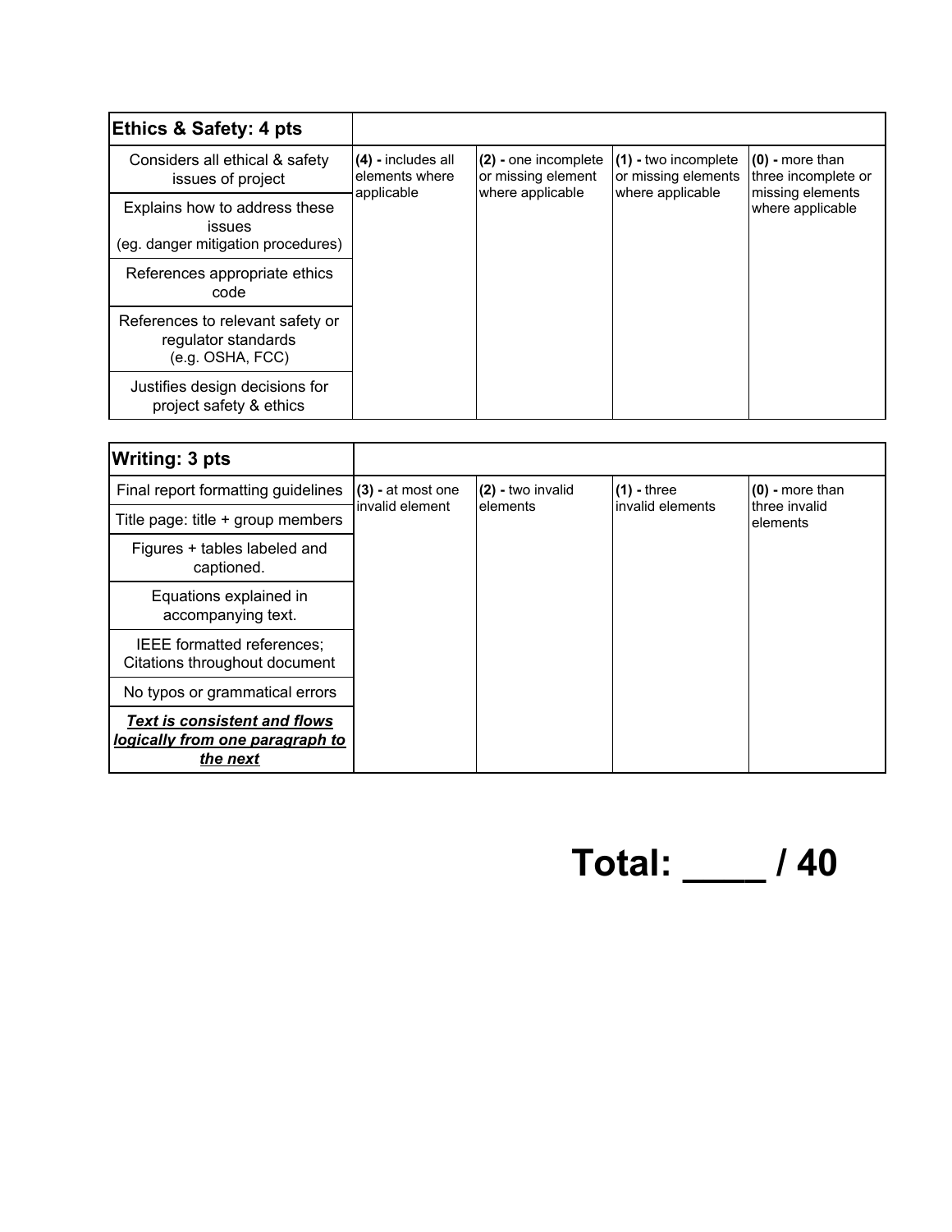| Ethics & Safety: 4 pts | | | | |
|---|---|---|---|---|
| Considers all ethical & safety issues of project | **(4) -** includes all elements where applicable | **(2) -** one incomplete or missing element where applicable | **(1) -** two incomplete or missing elements where applicable | **(0) -** more than three incomplete or missing elements where applicable |
| Explains how to address these issues (eg. danger mitigation procedures) | | | | |
| References appropriate ethics code | | | | |
| References to relevant safety or regulator standards (e.g. OSHA, FCC) | | | | |
| Justifies design decisions for project safety & ethics | | | | |

| Writing: 3 pts | | | | |
|---|---|---|---|---|
| Final report formatting guidelines | **(3) -** at most one invalid element | **(2) -** two invalid elements | **(1) -** three invalid elements | **(0) -** more than three invalid elements |
| Title page: title + group members | | | | |
| Figures + tables labeled and captioned. | | | | |
| Equations explained in accompanying text. | | | | |
| IEEE formatted references; Citations throughout document | | | | |
| No typos or grammatical errors | | | | |
| ***Text is consistent and flows logically from one paragraph to the next*** | | | | |

# Total: ____ / 40